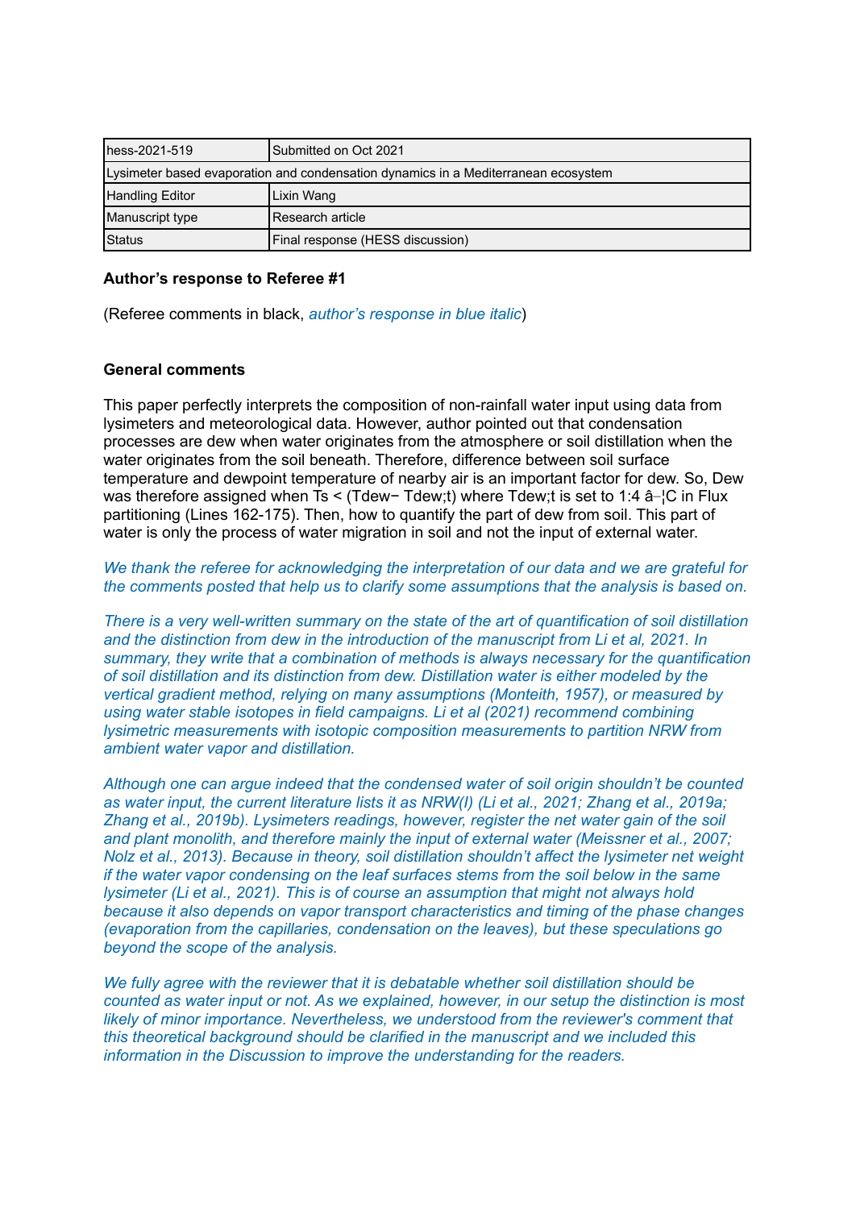| | |
|---|---|
| hess-2021-519 | Submitted on Oct 2021 |
| Lysimeter based evaporation and condensation dynamics in a Mediterranean ecosystem | |
| Handling Editor | Lixin Wang |
| Manuscript type | Research article |
| Status | Final response (HESS discussion) |

### Author's response to Referee #1

(Referee comments in black, *author's response in blue italic*)

### General comments

This paper perfectly interprets the composition of non-rainfall water input using data from lysimeters and meteorological data. However, author pointed out that condensation processes are dew when water originates from the atmosphere or soil distillation when the water originates from the soil beneath. Therefore, difference between soil surface temperature and dewpoint temperature of nearby air is an important factor for dew. So, Dew was therefore assigned when $T_s < (T_{dew} - T_{dew;t})$ where $T_{dew;t}$ is set to 1:4 â¦C in Flux partitioning (Lines 162-175). Then, how to quantify the part of dew from soil. This part of water is only the process of water migration in soil and not the input of external water.

*We thank the referee for acknowledging the interpretation of our data and we are grateful for the comments posted that help us to clarify some assumptions that the analysis is based on.*

*There is a very well-written summary on the state of the art of quantification of soil distillation and the distinction from dew in the introduction of the manuscript from Li et al, 2021. In summary, they write that a combination of methods is always necessary for the quantification of soil distillation and its distinction from dew. Distillation water is either modeled by the vertical gradient method, relying on many assumptions (Monteith, 1957), or measured by using water stable isotopes in field campaigns. Li et al (2021) recommend combining lysimetric measurements with isotopic composition measurements to partition NRW from ambient water vapor and distillation.*

*Although one can argue indeed that the condensed water of soil origin shouldn't be counted as water input, the current literature lists it as NRW(I) (Li et al., 2021; Zhang et al., 2019a; Zhang et al., 2019b). Lysimeters readings, however, register the net water gain of the soil and plant monolith, and therefore mainly the input of external water (Meissner et al., 2007; Nolz et al., 2013). Because in theory, soil distillation shouldn't affect the lysimeter net weight if the water vapor condensing on the leaf surfaces stems from the soil below in the same lysimeter (Li et al., 2021). This is of course an assumption that might not always hold because it also depends on vapor transport characteristics and timing of the phase changes (evaporation from the capillaries, condensation on the leaves), but these speculations go beyond the scope of the analysis.*

*We fully agree with the reviewer that it is debatable whether soil distillation should be counted as water input or not. As we explained, however, in our setup the distinction is most likely of minor importance. Nevertheless, we understood from the reviewer's comment that this theoretical background should be clarified in the manuscript and we included this information in the Discussion to improve the understanding for the readers.*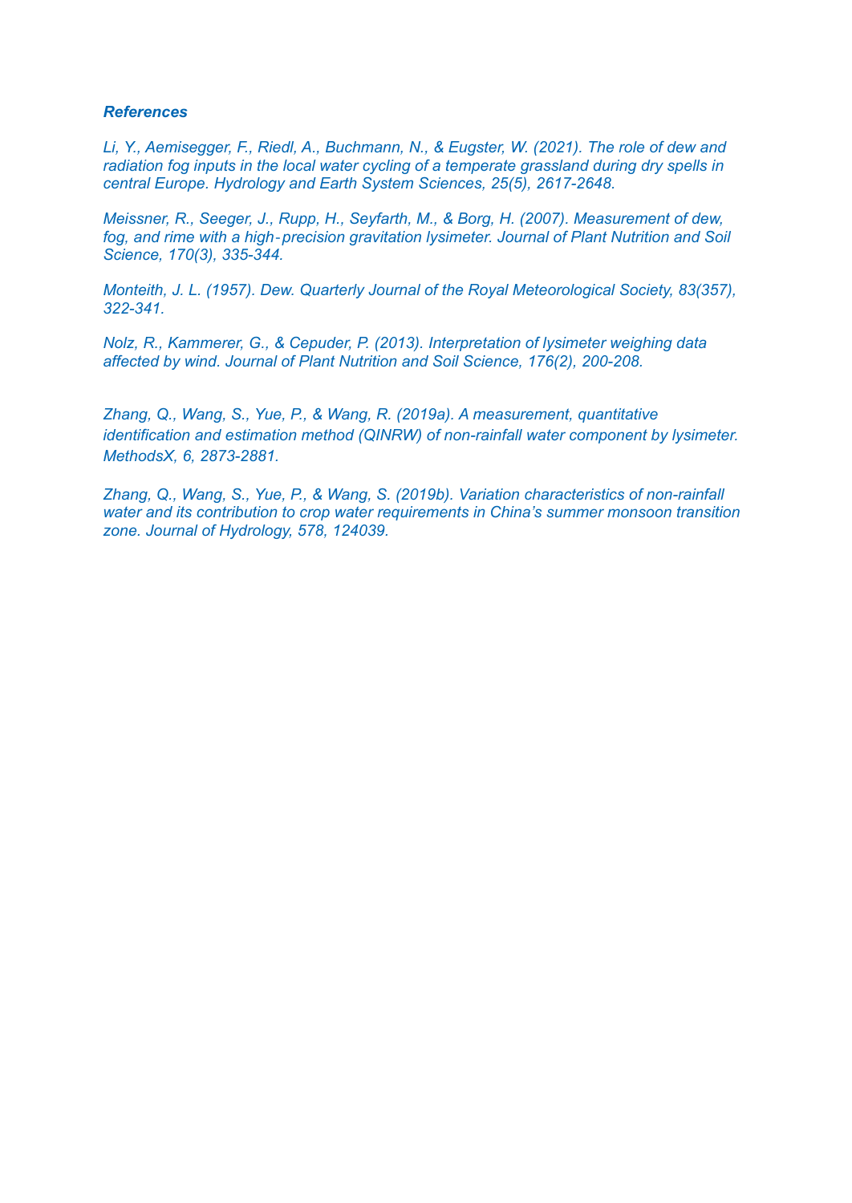### *References*

*Li, Y., Aemisegger, F., Riedl, A., Buchmann, N., & Eugster, W. (2021). The role of dew and radiation fog inputs in the local water cycling of a temperate grassland during dry spells in central Europe. Hydrology and Earth System Sciences, 25(5), 2617-2648.*

*Meissner, R., Seeger, J., Rupp, H., Seyfarth, M., & Borg, H. (2007). Measurement of dew, fog, and rime with a high‐precision gravitation lysimeter. Journal of Plant Nutrition and Soil Science, 170(3), 335-344.*

*Monteith, J. L. (1957). Dew. Quarterly Journal of the Royal Meteorological Society, 83(357), 322-341.*

*Nolz, R., Kammerer, G., & Cepuder, P. (2013). Interpretation of lysimeter weighing data affected by wind. Journal of Plant Nutrition and Soil Science, 176(2), 200-208.*

*Zhang, Q., Wang, S., Yue, P., & Wang, R. (2019a). A measurement, quantitative identification and estimation method (QINRW) of non-rainfall water component by lysimeter. MethodsX, 6, 2873-2881.*

*Zhang, Q., Wang, S., Yue, P., & Wang, S. (2019b). Variation characteristics of non-rainfall water and its contribution to crop water requirements in China's summer monsoon transition zone. Journal of Hydrology, 578, 124039.*